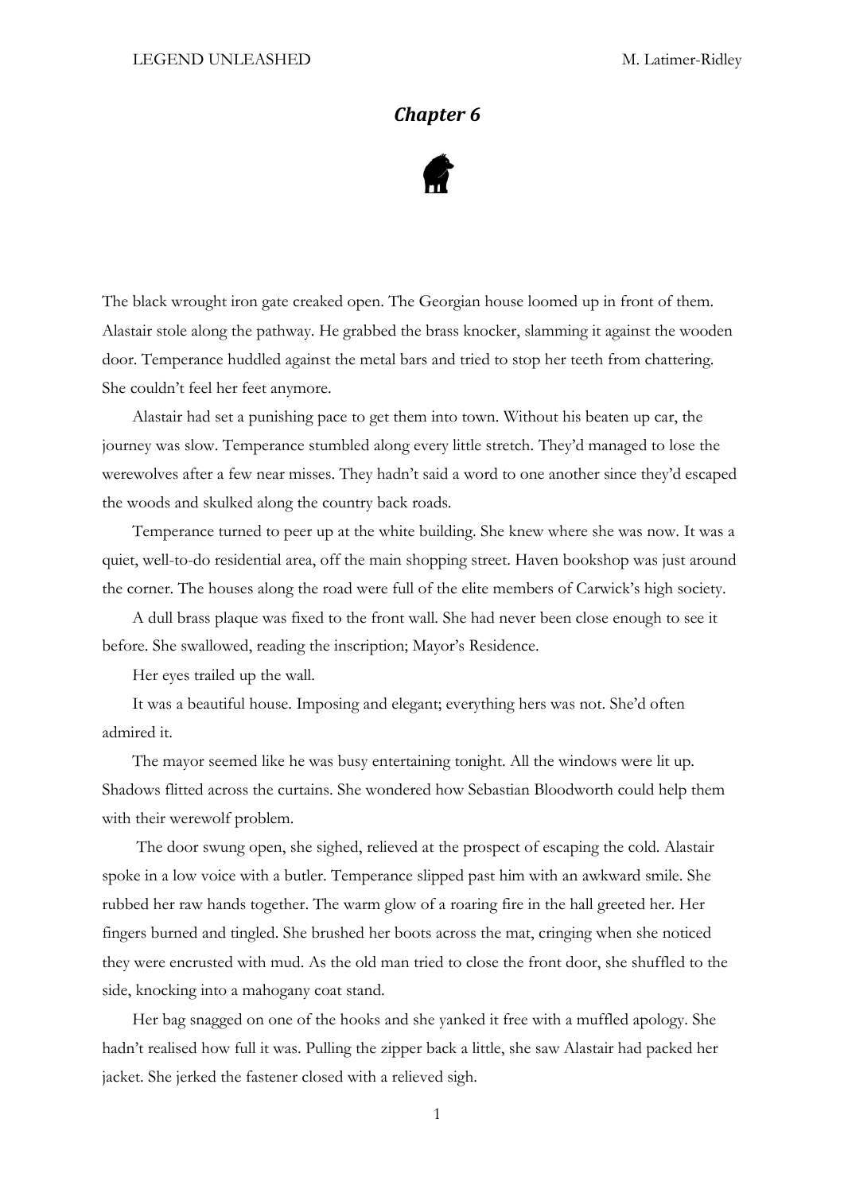## *Chapter 6*

The black wrought iron gate creaked open. The Georgian house loomed up in front of them. Alastair stole along the pathway. He grabbed the brass knocker, slamming it against the wooden door. Temperance huddled against the metal bars and tried to stop her teeth from chattering. She couldn't feel her feet anymore.

Alastair had set a punishing pace to get them into town. Without his beaten up car, the journey was slow. Temperance stumbled along every little stretch. They'd managed to lose the werewolves after a few near misses. They hadn't said a word to one another since they'd escaped the woods and skulked along the country back roads.

Temperance turned to peer up at the white building. She knew where she was now. It was a quiet, well-to-do residential area, off the main shopping street. Haven bookshop was just around the corner. The houses along the road were full of the elite members of Carwick's high society.

A dull brass plaque was fixed to the front wall. She had never been close enough to see it before. She swallowed, reading the inscription; Mayor's Residence.

Her eyes trailed up the wall.

It was a beautiful house. Imposing and elegant; everything hers was not. She'd often admired it.

The mayor seemed like he was busy entertaining tonight. All the windows were lit up. Shadows flitted across the curtains. She wondered how Sebastian Bloodworth could help them with their werewolf problem.

The door swung open, she sighed, relieved at the prospect of escaping the cold. Alastair spoke in a low voice with a butler. Temperance slipped past him with an awkward smile. She rubbed her raw hands together. The warm glow of a roaring fire in the hall greeted her. Her fingers burned and tingled. She brushed her boots across the mat, cringing when she noticed they were encrusted with mud. As the old man tried to close the front door, she shuffled to the side, knocking into a mahogany coat stand.

Her bag snagged on one of the hooks and she yanked it free with a muffled apology. She hadn't realised how full it was. Pulling the zipper back a little, she saw Alastair had packed her jacket. She jerked the fastener closed with a relieved sigh.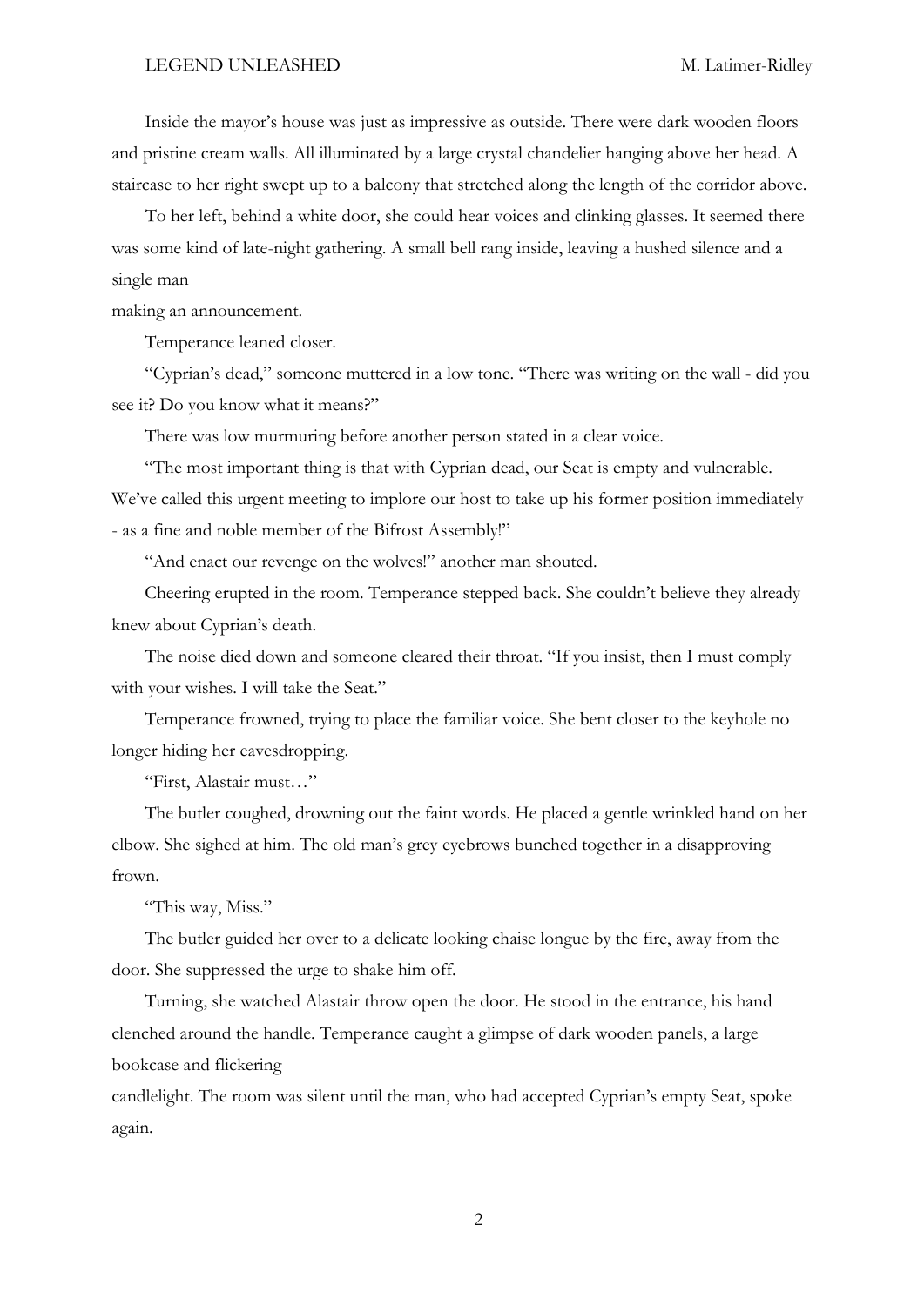Inside the mayor's house was just as impressive as outside. There were dark wooden floors and pristine cream walls. All illuminated by a large crystal chandelier hanging above her head. A staircase to her right swept up to a balcony that stretched along the length of the corridor above.

To her left, behind a white door, she could hear voices and clinking glasses. It seemed there was some kind of late-night gathering. A small bell rang inside, leaving a hushed silence and a single man making an announcement.

Temperance leaned closer.

"Cyprian's dead," someone muttered in a low tone. "There was writing on the wall - did you see it? Do you know what it means?"

There was low murmuring before another person stated in a clear voice.

"The most important thing is that with Cyprian dead, our Seat is empty and vulnerable. We've called this urgent meeting to implore our host to take up his former position immediately - as a fine and noble member of the Bifrost Assembly!"

"And enact our revenge on the wolves!" another man shouted.

Cheering erupted in the room. Temperance stepped back. She couldn't believe they already knew about Cyprian's death.

The noise died down and someone cleared their throat. "If you insist, then I must comply with your wishes. I will take the Seat."

Temperance frowned, trying to place the familiar voice. She bent closer to the keyhole no longer hiding her eavesdropping.

"First, Alastair must…"

The butler coughed, drowning out the faint words. He placed a gentle wrinkled hand on her elbow. She sighed at him. The old man's grey eyebrows bunched together in a disapproving frown.

"This way, Miss."

The butler guided her over to a delicate looking chaise longue by the fire, away from the door. She suppressed the urge to shake him off.

Turning, she watched Alastair throw open the door. He stood in the entrance, his hand clenched around the handle. Temperance caught a glimpse of dark wooden panels, a large bookcase and flickering candlelight. The room was silent until the man, who had accepted Cyprian's empty Seat, spoke again.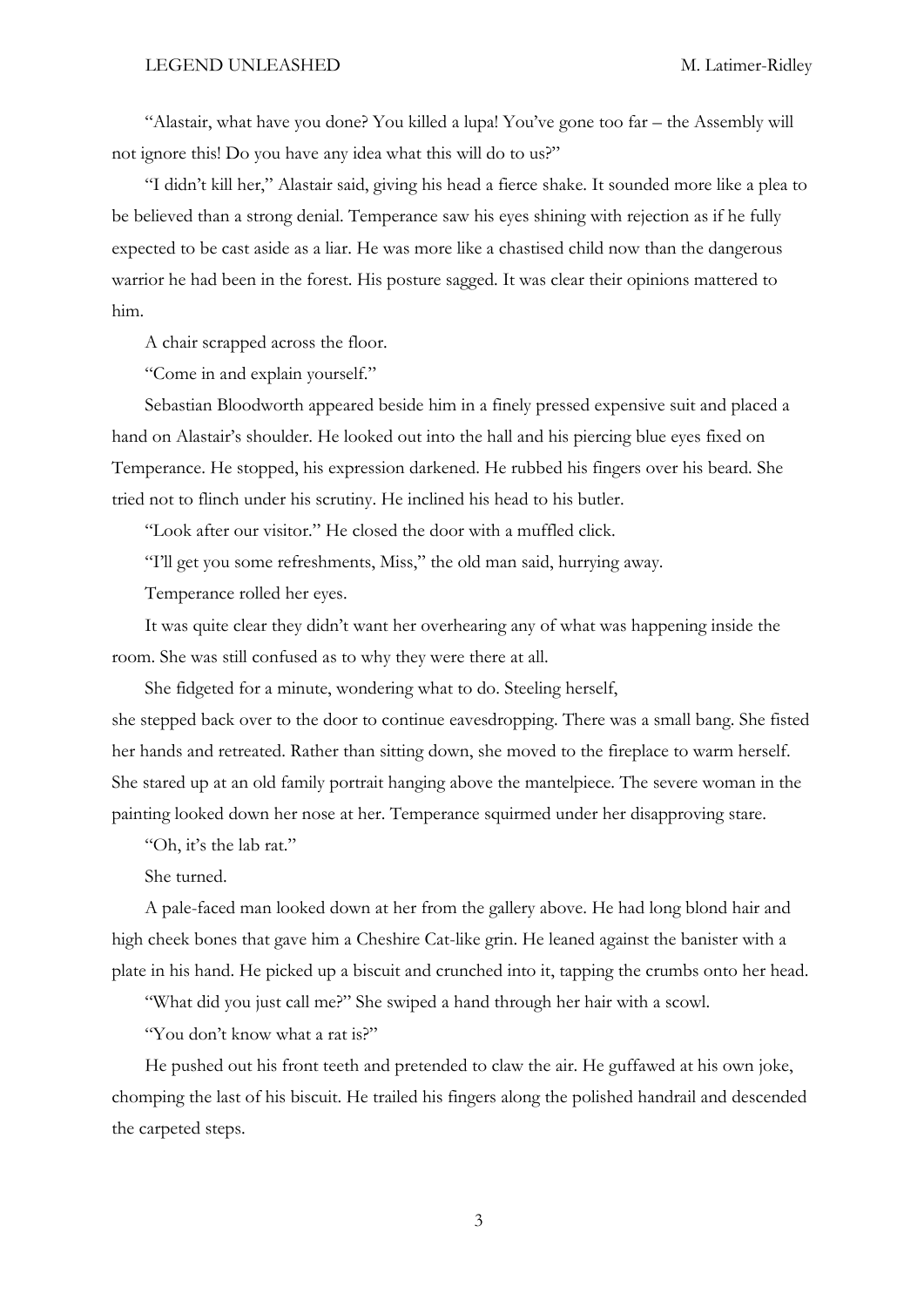"Alastair, what have you done? You killed a lupa! You've gone too far – the Assembly will not ignore this! Do you have any idea what this will do to us?"

"I didn't kill her," Alastair said, giving his head a fierce shake. It sounded more like a plea to be believed than a strong denial. Temperance saw his eyes shining with rejection as if he fully expected to be cast aside as a liar. He was more like a chastised child now than the dangerous warrior he had been in the forest. His posture sagged. It was clear their opinions mattered to him.

A chair scrapped across the floor.

"Come in and explain yourself."

Sebastian Bloodworth appeared beside him in a finely pressed expensive suit and placed a hand on Alastair's shoulder. He looked out into the hall and his piercing blue eyes fixed on Temperance. He stopped, his expression darkened. He rubbed his fingers over his beard. She tried not to flinch under his scrutiny. He inclined his head to his butler.

"Look after our visitor." He closed the door with a muffled click.

"I'll get you some refreshments, Miss," the old man said, hurrying away.

Temperance rolled her eyes.

It was quite clear they didn't want her overhearing any of what was happening inside the room. She was still confused as to why they were there at all.

She fidgeted for a minute, wondering what to do. Steeling herself, she stepped back over to the door to continue eavesdropping. There was a small bang. She fisted her hands and retreated. Rather than sitting down, she moved to the fireplace to warm herself. She stared up at an old family portrait hanging above the mantelpiece. The severe woman in the painting looked down her nose at her. Temperance squirmed under her disapproving stare.

"Oh, it's the lab rat."

She turned.

A pale-faced man looked down at her from the gallery above. He had long blond hair and high cheek bones that gave him a Cheshire Cat-like grin. He leaned against the banister with a plate in his hand. He picked up a biscuit and crunched into it, tapping the crumbs onto her head.

"What did you just call me?" She swiped a hand through her hair with a scowl.

"You don't know what a rat is?"

He pushed out his front teeth and pretended to claw the air. He guffawed at his own joke, chomping the last of his biscuit. He trailed his fingers along the polished handrail and descended the carpeted steps.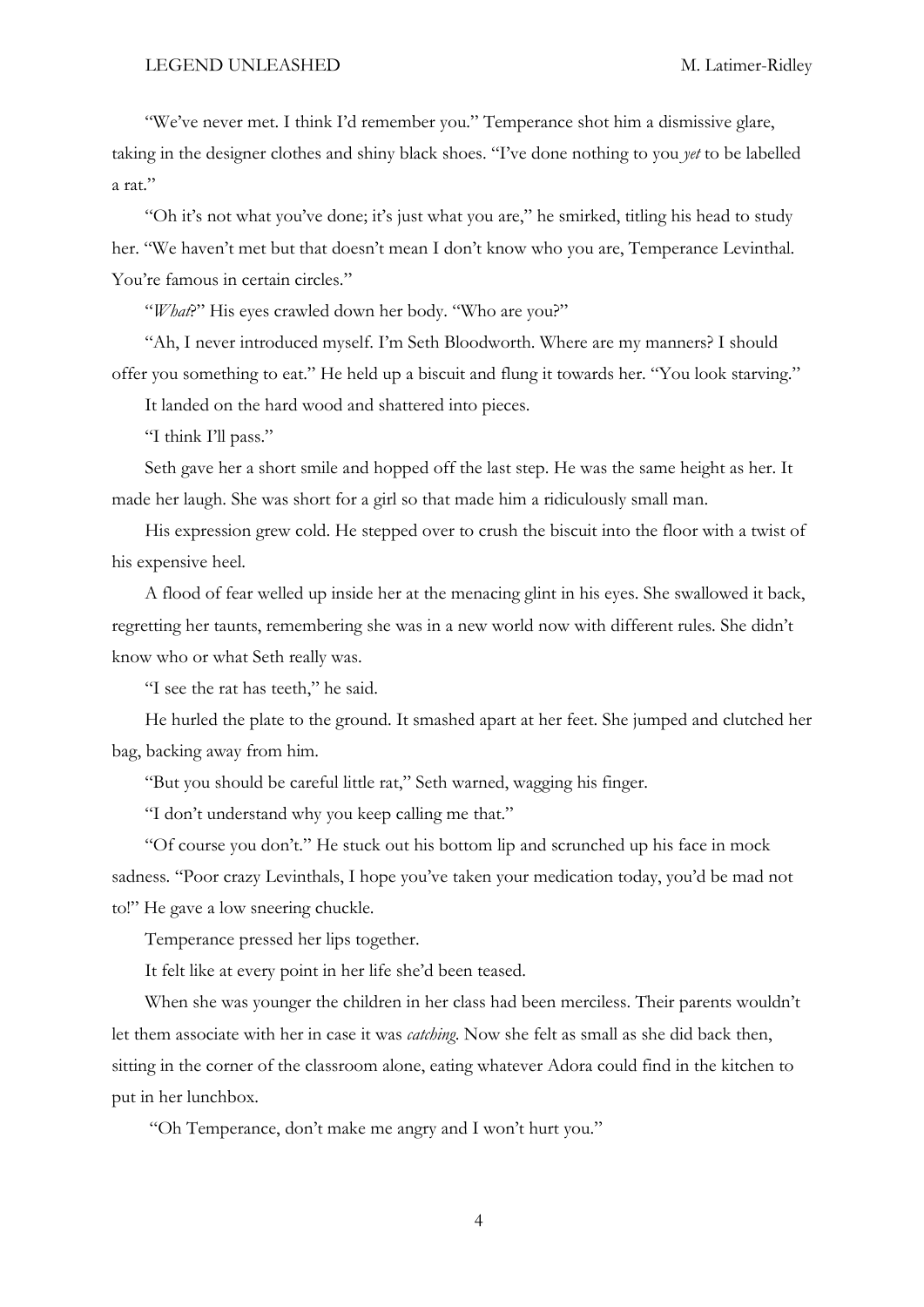"We've never met. I think I'd remember you." Temperance shot him a dismissive glare, taking in the designer clothes and shiny black shoes. "I've done nothing to you *yet* to be labelled a rat."

"Oh it's not what you've done; it's just what you are," he smirked, titling his head to study her. "We haven't met but that doesn't mean I don't know who you are, Temperance Levinthal. You're famous in certain circles."

"*What*?" His eyes crawled down her body. "Who are you?"

"Ah, I never introduced myself. I'm Seth Bloodworth. Where are my manners? I should offer you something to eat." He held up a biscuit and flung it towards her. "You look starving."

It landed on the hard wood and shattered into pieces.

"I think I'll pass."

Seth gave her a short smile and hopped off the last step. He was the same height as her. It made her laugh. She was short for a girl so that made him a ridiculously small man.

His expression grew cold. He stepped over to crush the biscuit into the floor with a twist of his expensive heel.

A flood of fear welled up inside her at the menacing glint in his eyes. She swallowed it back, regretting her taunts, remembering she was in a new world now with different rules. She didn't know who or what Seth really was.

"I see the rat has teeth," he said.

He hurled the plate to the ground. It smashed apart at her feet. She jumped and clutched her bag, backing away from him.

"But you should be careful little rat," Seth warned, wagging his finger.

"I don't understand why you keep calling me that."

"Of course you don't." He stuck out his bottom lip and scrunched up his face in mock sadness. "Poor crazy Levinthals, I hope you've taken your medication today, you'd be mad not to!" He gave a low sneering chuckle.

Temperance pressed her lips together.

It felt like at every point in her life she'd been teased.

When she was younger the children in her class had been merciless. Their parents wouldn't let them associate with her in case it was *catching*. Now she felt as small as she did back then, sitting in the corner of the classroom alone, eating whatever Adora could find in the kitchen to put in her lunchbox.

"Oh Temperance, don't make me angry and I won't hurt you."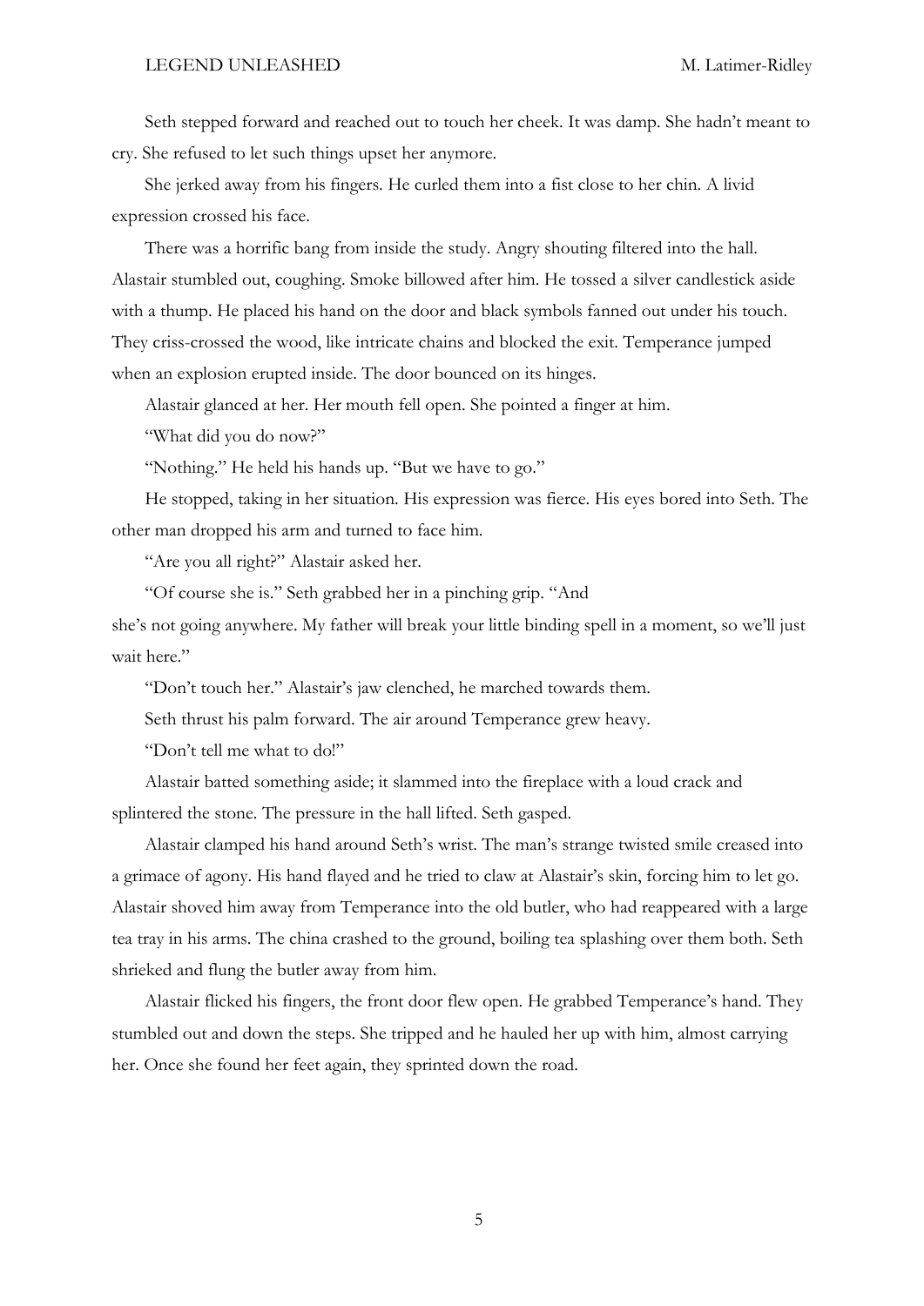Seth stepped forward and reached out to touch her cheek. It was damp. She hadn't meant to cry. She refused to let such things upset her anymore.

She jerked away from his fingers. He curled them into a fist close to her chin. A livid expression crossed his face.

There was a horrific bang from inside the study. Angry shouting filtered into the hall. Alastair stumbled out, coughing. Smoke billowed after him. He tossed a silver candlestick aside with a thump. He placed his hand on the door and black symbols fanned out under his touch. They criss-crossed the wood, like intricate chains and blocked the exit. Temperance jumped when an explosion erupted inside. The door bounced on its hinges.

Alastair glanced at her. Her mouth fell open. She pointed a finger at him.

"What did you do now?"

"Nothing." He held his hands up. "But we have to go."

He stopped, taking in her situation. His expression was fierce. His eyes bored into Seth. The other man dropped his arm and turned to face him.

"Are you all right?" Alastair asked her.

"Of course she is." Seth grabbed her in a pinching grip. "And she's not going anywhere. My father will break your little binding spell in a moment, so we'll just wait here."

"Don't touch her." Alastair's jaw clenched, he marched towards them.

Seth thrust his palm forward. The air around Temperance grew heavy.

"Don't tell me what to do!"

Alastair batted something aside; it slammed into the fireplace with a loud crack and splintered the stone. The pressure in the hall lifted. Seth gasped.

Alastair clamped his hand around Seth's wrist. The man's strange twisted smile creased into a grimace of agony. His hand flayed and he tried to claw at Alastair's skin, forcing him to let go. Alastair shoved him away from Temperance into the old butler, who had reappeared with a large tea tray in his arms. The china crashed to the ground, boiling tea splashing over them both. Seth shrieked and flung the butler away from him.

Alastair flicked his fingers, the front door flew open. He grabbed Temperance's hand. They stumbled out and down the steps. She tripped and he hauled her up with him, almost carrying her. Once she found her feet again, they sprinted down the road.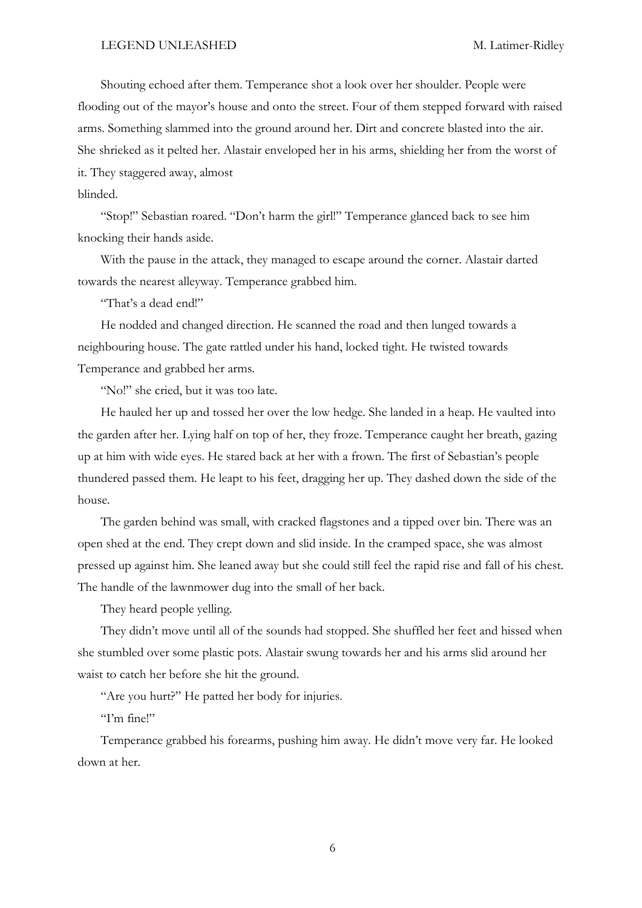Shouting echoed after them. Temperance shot a look over her shoulder. People were flooding out of the mayor's house and onto the street. Four of them stepped forward with raised arms. Something slammed into the ground around her. Dirt and concrete blasted into the air. She shrieked as it pelted her. Alastair enveloped her in his arms, shielding her from the worst of it. They staggered away, almost blinded.

"Stop!" Sebastian roared. "Don't harm the girl!" Temperance glanced back to see him knocking their hands aside.

With the pause in the attack, they managed to escape around the corner. Alastair darted towards the nearest alleyway. Temperance grabbed him.

"That's a dead end!"

He nodded and changed direction. He scanned the road and then lunged towards a neighbouring house. The gate rattled under his hand, locked tight. He twisted towards Temperance and grabbed her arms.

"No!" she cried, but it was too late.

He hauled her up and tossed her over the low hedge. She landed in a heap. He vaulted into the garden after her. Lying half on top of her, they froze. Temperance caught her breath, gazing up at him with wide eyes. He stared back at her with a frown. The first of Sebastian's people thundered passed them. He leapt to his feet, dragging her up. They dashed down the side of the house.

The garden behind was small, with cracked flagstones and a tipped over bin. There was an open shed at the end. They crept down and slid inside. In the cramped space, she was almost pressed up against him. She leaned away but she could still feel the rapid rise and fall of his chest. The handle of the lawnmower dug into the small of her back.

They heard people yelling.

They didn't move until all of the sounds had stopped. She shuffled her feet and hissed when she stumbled over some plastic pots. Alastair swung towards her and his arms slid around her waist to catch her before she hit the ground.

"Are you hurt?" He patted her body for injuries.

"I'm fine!"

Temperance grabbed his forearms, pushing him away. He didn't move very far. He looked down at her.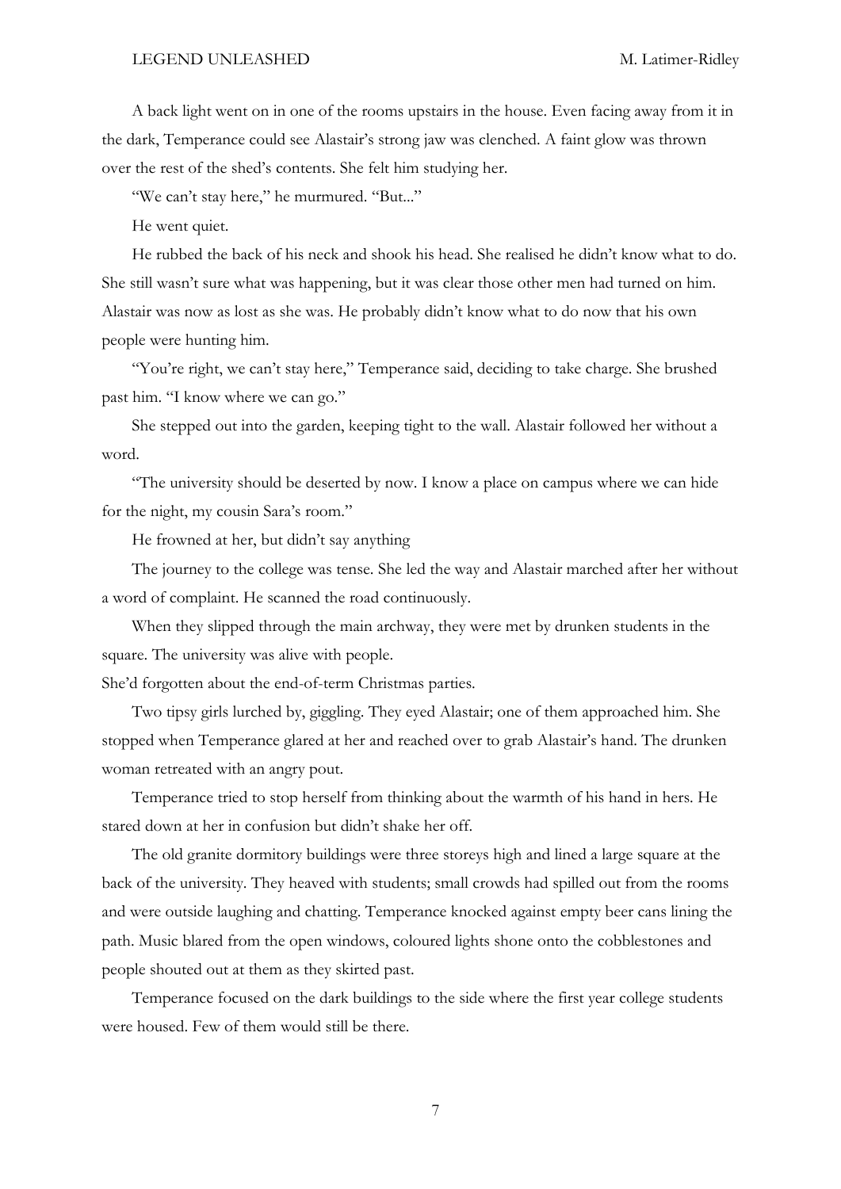A back light went on in one of the rooms upstairs in the house. Even facing away from it in the dark, Temperance could see Alastair's strong jaw was clenched. A faint glow was thrown over the rest of the shed's contents. She felt him studying her.

"We can't stay here," he murmured. "But..."

He went quiet.

He rubbed the back of his neck and shook his head. She realised he didn't know what to do. She still wasn't sure what was happening, but it was clear those other men had turned on him. Alastair was now as lost as she was. He probably didn't know what to do now that his own people were hunting him.

"You're right, we can't stay here," Temperance said, deciding to take charge. She brushed past him. "I know where we can go."

She stepped out into the garden, keeping tight to the wall. Alastair followed her without a word.

"The university should be deserted by now. I know a place on campus where we can hide for the night, my cousin Sara's room."

He frowned at her, but didn't say anything

The journey to the college was tense. She led the way and Alastair marched after her without a word of complaint. He scanned the road continuously.

When they slipped through the main archway, they were met by drunken students in the square. The university was alive with people.

She'd forgotten about the end-of-term Christmas parties.

Two tipsy girls lurched by, giggling. They eyed Alastair; one of them approached him. She stopped when Temperance glared at her and reached over to grab Alastair's hand. The drunken woman retreated with an angry pout.

Temperance tried to stop herself from thinking about the warmth of his hand in hers. He stared down at her in confusion but didn't shake her off.

The old granite dormitory buildings were three storeys high and lined a large square at the back of the university. They heaved with students; small crowds had spilled out from the rooms and were outside laughing and chatting. Temperance knocked against empty beer cans lining the path. Music blared from the open windows, coloured lights shone onto the cobblestones and people shouted out at them as they skirted past.

Temperance focused on the dark buildings to the side where the first year college students were housed. Few of them would still be there.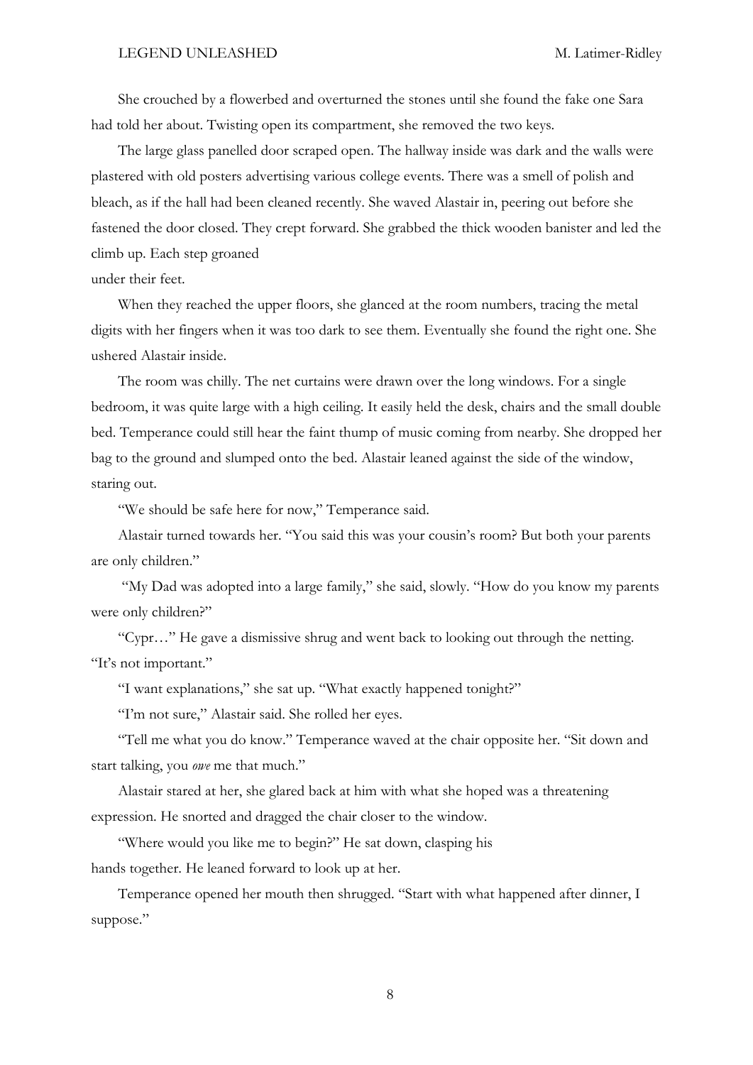She crouched by a flowerbed and overturned the stones until she found the fake one Sara had told her about. Twisting open its compartment, she removed the two keys.

The large glass panelled door scraped open. The hallway inside was dark and the walls were plastered with old posters advertising various college events. There was a smell of polish and bleach, as if the hall had been cleaned recently. She waved Alastair in, peering out before she fastened the door closed. They crept forward. She grabbed the thick wooden banister and led the climb up. Each step groaned under their feet.

When they reached the upper floors, she glanced at the room numbers, tracing the metal digits with her fingers when it was too dark to see them. Eventually she found the right one. She ushered Alastair inside.

The room was chilly. The net curtains were drawn over the long windows. For a single bedroom, it was quite large with a high ceiling. It easily held the desk, chairs and the small double bed. Temperance could still hear the faint thump of music coming from nearby. She dropped her bag to the ground and slumped onto the bed. Alastair leaned against the side of the window, staring out.

"We should be safe here for now," Temperance said.

Alastair turned towards her. "You said this was your cousin's room? But both your parents are only children."

"My Dad was adopted into a large family," she said, slowly. "How do you know my parents were only children?"

"Cypr…" He gave a dismissive shrug and went back to looking out through the netting. "It's not important."

"I want explanations," she sat up. "What exactly happened tonight?"

"I'm not sure," Alastair said. She rolled her eyes.

"Tell me what you do know." Temperance waved at the chair opposite her. "Sit down and start talking, you *owe* me that much."

Alastair stared at her, she glared back at him with what she hoped was a threatening expression. He snorted and dragged the chair closer to the window.

"Where would you like me to begin?" He sat down, clasping his hands together. He leaned forward to look up at her.

Temperance opened her mouth then shrugged. "Start with what happened after dinner, I suppose."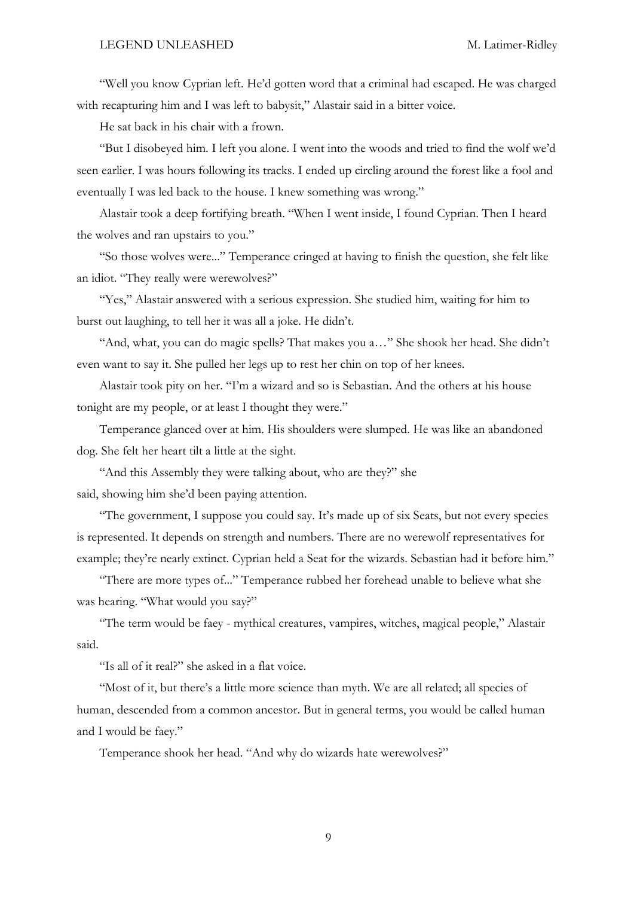"Well you know Cyprian left. He'd gotten word that a criminal had escaped. He was charged with recapturing him and I was left to babysit," Alastair said in a bitter voice.

He sat back in his chair with a frown.

"But I disobeyed him. I left you alone. I went into the woods and tried to find the wolf we'd seen earlier. I was hours following its tracks. I ended up circling around the forest like a fool and eventually I was led back to the house. I knew something was wrong."

Alastair took a deep fortifying breath. "When I went inside, I found Cyprian. Then I heard the wolves and ran upstairs to you."

"So those wolves were..." Temperance cringed at having to finish the question, she felt like an idiot. "They really were werewolves?"

"Yes," Alastair answered with a serious expression. She studied him, waiting for him to burst out laughing, to tell her it was all a joke. He didn't.

"And, what, you can do magic spells? That makes you a…" She shook her head. She didn't even want to say it. She pulled her legs up to rest her chin on top of her knees.

Alastair took pity on her. "I'm a wizard and so is Sebastian. And the others at his house tonight are my people, or at least I thought they were."

Temperance glanced over at him. His shoulders were slumped. He was like an abandoned dog. She felt her heart tilt a little at the sight.

"And this Assembly they were talking about, who are they?" she said, showing him she'd been paying attention.

"The government, I suppose you could say. It's made up of six Seats, but not every species is represented. It depends on strength and numbers. There are no werewolf representatives for example; they're nearly extinct. Cyprian held a Seat for the wizards. Sebastian had it before him."

"There are more types of..." Temperance rubbed her forehead unable to believe what she was hearing. "What would you say?"

"The term would be faey - mythical creatures, vampires, witches, magical people," Alastair said.

"Is all of it real?" she asked in a flat voice.

"Most of it, but there's a little more science than myth. We are all related; all species of human, descended from a common ancestor. But in general terms, you would be called human and I would be faey."

Temperance shook her head. "And why do wizards hate werewolves?"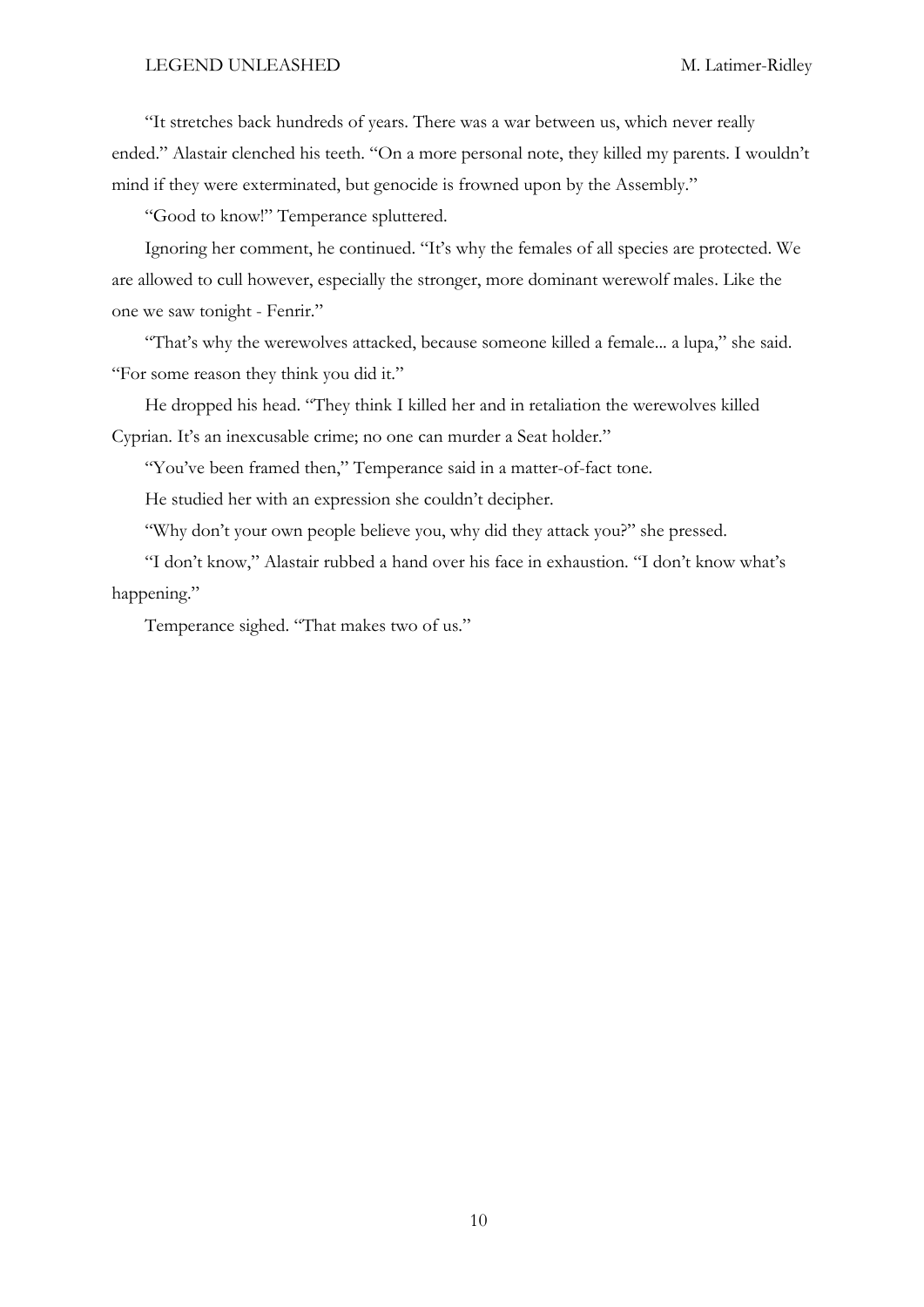"It stretches back hundreds of years. There was a war between us, which never really ended." Alastair clenched his teeth. "On a more personal note, they killed my parents. I wouldn't mind if they were exterminated, but genocide is frowned upon by the Assembly."

"Good to know!" Temperance spluttered.

Ignoring her comment, he continued. "It's why the females of all species are protected. We are allowed to cull however, especially the stronger, more dominant werewolf males. Like the one we saw tonight - Fenrir."

"That's why the werewolves attacked, because someone killed a female... a lupa," she said. "For some reason they think you did it."

He dropped his head. "They think I killed her and in retaliation the werewolves killed Cyprian. It's an inexcusable crime; no one can murder a Seat holder."

"You've been framed then," Temperance said in a matter-of-fact tone.

He studied her with an expression she couldn't decipher.

"Why don't your own people believe you, why did they attack you?" she pressed.

"I don't know," Alastair rubbed a hand over his face in exhaustion. "I don't know what's happening."

Temperance sighed. "That makes two of us."